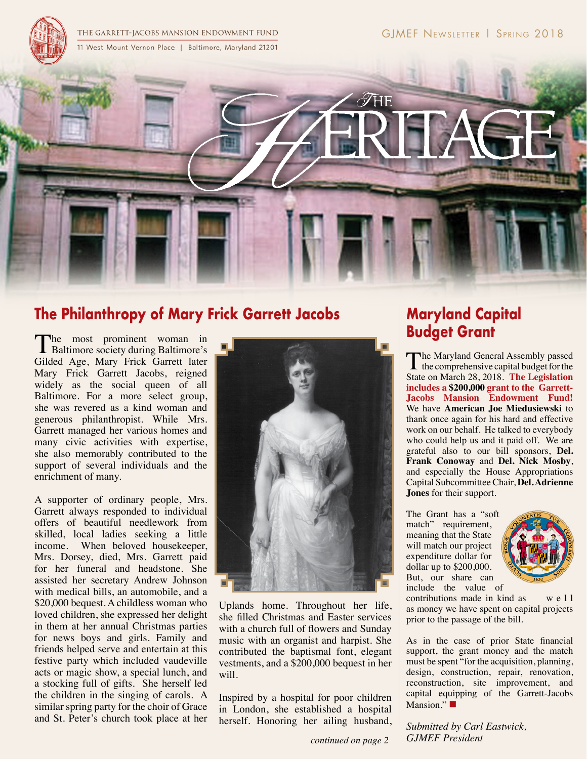THE GARRETT-JACOBS MANSION ENDOWMENT FUND

11 West Mount Vernon Place | Baltimore, Maryland 21201

GJMEF Newsletter | Spring 2018

# The Heritage

## The Philanthropy of Mary Frick Garrett Jacobs

The most prominent woman in Baltimore society during Baltimore's Gilded Age, Mary Frick Garrett later Mary Frick Garrett Jacobs, reigned widely as the social queen of all Baltimore. For a more select group, she was revered as a kind woman and generous philanthropist. While Mrs. Garrett managed her various homes and many civic activities with expertise, she also memorably contributed to the support of several individuals and the enrichment of many.

A supporter of ordinary people, Mrs. Garrett always responded to individual offers of beautiful needlework from skilled, local ladies seeking a little income. When beloved housekeeper, Mrs. Dorsey, died, Mrs. Garrett paid for her funeral and headstone. She assisted her secretary Andrew Johnson with medical bills, an automobile, and a $20,000 bequest. A childless woman who loved children, she expressed her delight in them at her annual Christmas parties for news boys and girls. Family and friends helped serve and entertain at this festive party which included vaudeville acts or magic show, a special lunch, and a stocking full of gifts. She herself led the children in the singing of carols. A similar spring party for the choir of Grace and St. Peter's church took place at her Uplands home. Throughout her life, she filled Christmas and Easter services with a church full of flowers and Sunday music with an organist and harpist. She contributed the baptismal font, elegant vestments, and a $200,000 bequest in her will.

Inspired by a hospital for poor children in London, she established a hospital herself. Honoring her ailing husband,

*continued on page 2*

## Maryland Capital Budget Grant

The Maryland General Assembly passed the comprehensive capital budget for the State on March 28, 2018. **The Legislation includes a $200,000 grant to the Garrett-Jacobs Mansion Endowment Fund!** We have **American Joe Miedusiewski** to thank once again for his hard and effective work on our behalf. He talked to everybody who could help us and it paid off. We are grateful also to our bill sponsors, **Del. Frank Conoway** and **Del. Nick Mosby**, and especially the House Appropriations Capital Subcommittee Chair, **Del. Adrienne Jones** for their support.

The Grant has a "soft match" requirement, meaning that the State will match our project expenditure dollar for dollar up to $200,000. But, our share can include the value of contributions made in kind as well as money we have spent on capital projects prior to the passage of the bill.

As in the case of prior State financial support, the grant money and the match must be spent "for the acquisition, planning, design, construction, repair, renovation, reconstruction, site improvement, and capital equipping of the Garrett-Jacobs Mansion." ■

*Submitted by Carl Eastwick, GJMEF President*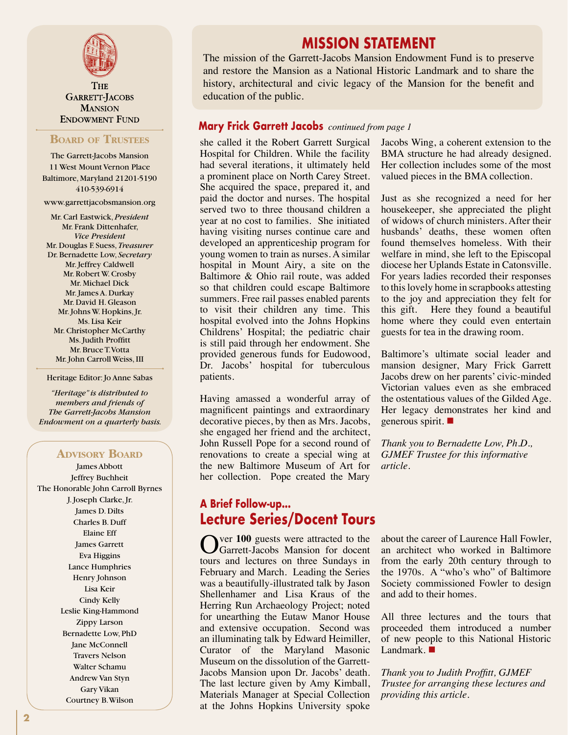**The Garrett-Jacobs Mansion Endowment Fund**

### Board of Trustees

The Garrett-Jacobs Mansion
11 West Mount Vernon Place
Baltimore, Maryland 21201-5190
410-539-6914

www.garrettjacobsmansion.org

Mr. Carl Eastwick, *President*
Mr. Frank Dittenhafer, *Vice President*
Mr. Douglas F. Suess, *Treasurer*
Dr. Bernadette Low, *Secretary*
Mr. Jeffrey Caldwell
Mr. Robert W. Crosby
Mr. Michael Dick
Mr. James A. Durkay
Mr. David H. Gleason
Mr. Johns W. Hopkins, Jr.
Ms. Lisa Keir
Mr. Christopher McCarthy
Ms. Judith Proffitt
Mr. Bruce T. Votta
Mr. John Carroll Weiss, III

Heritage Editor: Jo Anne Sabas

*"Heritage" is distributed to members and friends of The Garrett-Jacobs Mansion Endowment on a quarterly basis.*

### Advisory Board

James Abbott
Jeffrey Buchheit
The Honorable John Carroll Byrnes
J. Joseph Clarke, Jr.
James D. Dilts
Charles B. Duff
Elaine Eff
James Garrett
Eva Higgins
Lance Humphries
Henry Johnson
Lisa Keir
Cindy Kelly
Leslie King-Hammond
Zippy Larson
Bernadette Low, PhD
Jane McConnell
Travers Nelson
Walter Schamu
Andrew Van Styn
Gary Vikan
Courtney B. Wilson

## MISSION STATEMENT

The mission of the Garrett-Jacobs Mansion Endowment Fund is to preserve and restore the Mansion as a National Historic Landmark and to share the history, architectural and civic legacy of the Mansion for the benefit and education of the public.

## Mary Frick Garrett Jacobs *continued from page 1*

she called it the Robert Garrett Surgical Hospital for Children. While the facility had several iterations, it ultimately held a prominent place on North Carey Street. She acquired the space, prepared it, and paid the doctor and nurses. The hospital served two to three thousand children a year at no cost to families. She initiated having visiting nurses continue care and developed an apprenticeship program for young women to train as nurses. A similar hospital in Mount Airy, a site on the Baltimore & Ohio rail route, was added so that children could escape Baltimore summers. Free rail passes enabled parents to visit their children any time. This hospital evolved into the Johns Hopkins Childrens' Hospital; the pediatric chair is still paid through her endowment. She provided generous funds for Eudowood, Dr. Jacobs' hospital for tuberculous patients.

Having amassed a wonderful array of magnificent paintings and extraordinary decorative pieces, by then as Mrs. Jacobs, she engaged her friend and the architect, John Russell Pope for a second round of renovations to create a special wing at the new Baltimore Museum of Art for her collection. Pope created the Mary Jacobs Wing, a coherent extension to the BMA structure he had already designed. Her collection includes some of the most valued pieces in the BMA collection.

Just as she recognized a need for her housekeeper, she appreciated the plight of widows of church ministers. After their husbands' deaths, these women often found themselves homeless. With their welfare in mind, she left to the Episcopal diocese her Uplands Estate in Catonsville. For years ladies recorded their responses to this lovely home in scrapbooks attesting to the joy and appreciation they felt for this gift. Here they found a beautiful home where they could even entertain guests for tea in the drawing room.

Baltimore's ultimate social leader and mansion designer, Mary Frick Garrett Jacobs drew on her parents' civic-minded Victorian values even as she embraced the ostentatious values of the Gilded Age. Her legacy demonstrates her kind and generous spirit. ■

*Thank you to Bernadette Low, Ph.D., GJMEF Trustee for this informative article.*

### A Brief Follow-up...
## Lecture Series/Docent Tours

Over **100** guests were attracted to the Garrett-Jacobs Mansion for docent tours and lectures on three Sundays in February and March. Leading the Series was a beautifully-illustrated talk by Jason Shellenhamer and Lisa Kraus of the Herring Run Archaeology Project; noted for unearthing the Eutaw Manor House and extensive occupation. Second was an illuminating talk by Edward Heimiller, Curator of the Maryland Masonic Museum on the dissolution of the Garrett-Jacobs Mansion upon Dr. Jacobs' death. The last lecture given by Amy Kimball, Materials Manager at Special Collection at the Johns Hopkins University spoke about the career of Laurence Hall Fowler, an architect who worked in Baltimore from the early 20th century through to the 1970s. A "who's who" of Baltimore Society commissioned Fowler to design and add to their homes.

All three lectures and the tours that proceeded them introduced a number of new people to this National Historic Landmark. ■

*Thank you to Judith Proffitt, GJMEF Trustee for arranging these lectures and providing this article.*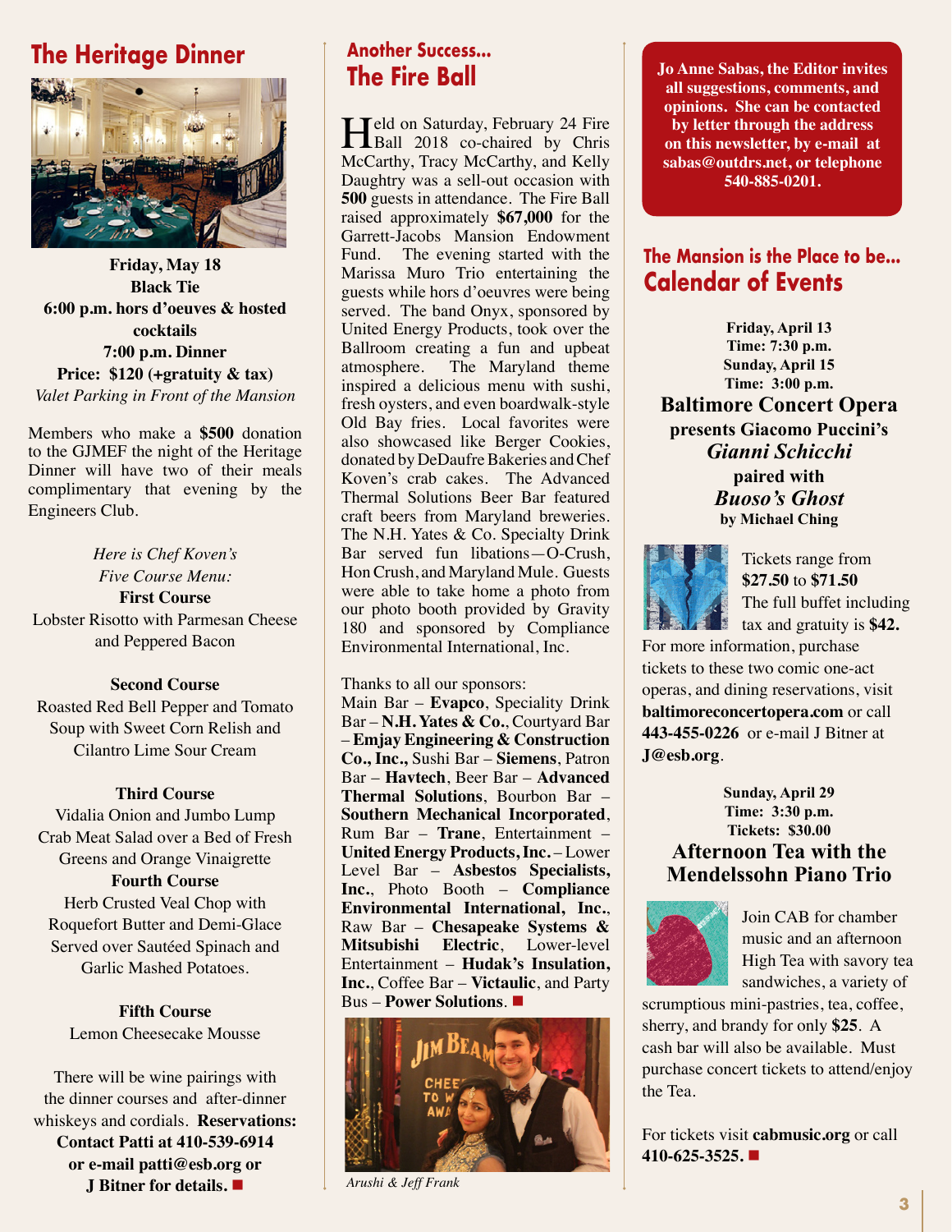## The Heritage Dinner

**Friday, May 18**
**Black Tie**
**6:00 p.m. hors d'oeuves & hosted cocktails**
**7:00 p.m. Dinner**
**Price: $120 (+gratuity & tax)**
*Valet Parking in Front of the Mansion*

Members who make a **$500** donation to the GJMEF the night of the Heritage Dinner will have two of their meals complimentary that evening by the Engineers Club.

*Here is Chef Koven's Five Course Menu:*

**First Course**
Lobster Risotto with Parmesan Cheese and Peppered Bacon

**Second Course**
Roasted Red Bell Pepper and Tomato Soup with Sweet Corn Relish and Cilantro Lime Sour Cream

**Third Course**
Vidalia Onion and Jumbo Lump Crab Meat Salad over a Bed of Fresh Greens and Orange Vinaigrette

**Fourth Course**
Herb Crusted Veal Chop with Roquefort Butter and Demi-Glace Served over Sautéed Spinach and Garlic Mashed Potatoes.

**Fifth Course**
Lemon Cheesecake Mousse

There will be wine pairings with the dinner courses and after-dinner whiskeys and cordials. **Reservations: Contact Patti at 410-539-6914 or e-mail patti@esb.org or J Bitner for details.** ■

### Another Success...
## The Fire Ball

Held on Saturday, February 24 Fire Ball 2018 co-chaired by Chris McCarthy, Tracy McCarthy, and Kelly Daughtry was a sell-out occasion with **500** guests in attendance. The Fire Ball raised approximately **$67,000** for the Garrett-Jacobs Mansion Endowment Fund. The evening started with the Marissa Muro Trio entertaining the guests while hors d'oeuvres were being served. The band Onyx, sponsored by United Energy Products, took over the Ballroom creating a fun and upbeat atmosphere. The Maryland theme inspired a delicious menu with sushi, fresh oysters, and even boardwalk-style Old Bay fries. Local favorites were also showcased like Berger Cookies, donated by DeDaufre Bakeries and Chef Koven's crab cakes. The Advanced Thermal Solutions Beer Bar featured craft beers from Maryland breweries. The N.H. Yates & Co. Specialty Drink Bar served fun libations—O-Crush, Hon Crush, and Maryland Mule. Guests were able to take home a photo from our photo booth provided by Gravity 180 and sponsored by Compliance Environmental International, Inc.

Thanks to all our sponsors:
Main Bar – **Evapco**, Speciality Drink Bar – **N.H. Yates & Co.**, Courtyard Bar – **Emjay Engineering & Construction Co., Inc.**, Sushi Bar – **Siemens**, Patron Bar – **Havtech**, Beer Bar – **Advanced Thermal Solutions**, Bourbon Bar – **Southern Mechanical Incorporated**, Rum Bar – **Trane**, Entertainment – **United Energy Products, Inc.** – Lower Level Bar – **Asbestos Specialists, Inc.**, Photo Booth – **Compliance Environmental International, Inc.**, Raw Bar – **Chesapeake Systems & Mitsubishi Electric**, Lower-level Entertainment – **Hudak's Insulation, Inc.**, Coffee Bar – **Victaulic**, and Party Bus – **Power Solutions**. ■

*Arushi & Jeff Frank*

**Jo Anne Sabas, the Editor invites all suggestions, comments, and opinions. She can be contacted by letter through the address on this newsletter, by e-mail at sabas@outdrs.net, or telephone 540-885-0201.**

### The Mansion is the Place to be...
## Calendar of Events

**Friday, April 13**
**Time: 7:30 p.m.**
**Sunday, April 15**
**Time: 3:00 p.m.**

**Baltimore Concert Opera presents Giacomo Puccini's *Gianni Schicchi* paired with *Buoso's Ghost* by Michael Ching**

Tickets range from **$27.50** to **$71.50**
The full buffet including tax and gratuity is **$42.**
For more information, purchase tickets to these two comic one-act operas, and dining reservations, visit **baltimoreconcertopera.com** or call **443-455-0226** or e-mail J Bitner at **J@esb.org**.

**Sunday, April 29**
**Time: 3:30 p.m.**
**Tickets: $30.00**

**Afternoon Tea with the Mendelssohn Piano Trio**

Join CAB for chamber music and an afternoon High Tea with savory tea sandwiches, a variety of scrumptious mini-pastries, tea, coffee, sherry, and brandy for only **$25**. A cash bar will also be available. Must purchase concert tickets to attend/enjoy the Tea.

For tickets visit **cabmusic.org** or call **410-625-3525.** ■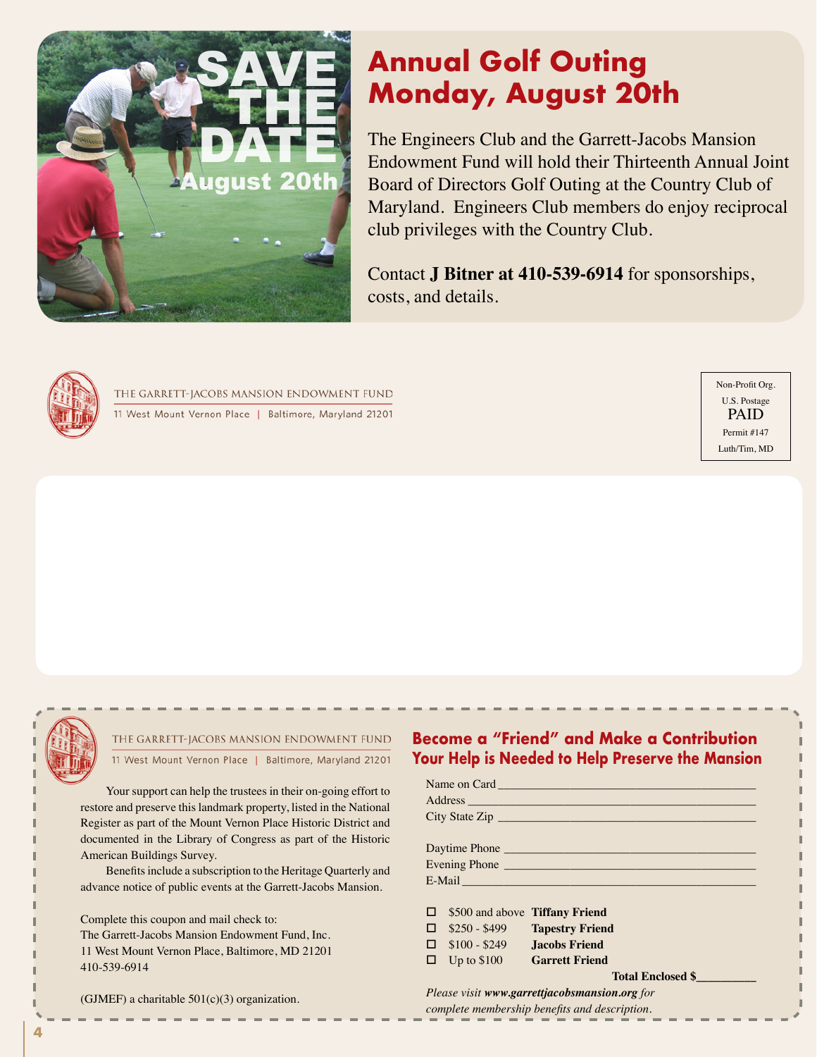SAVE THE DATE

August 20th

## Annual Golf Outing Monday, August 20th

The Engineers Club and the Garrett-Jacobs Mansion Endowment Fund will hold their Thirteenth Annual Joint Board of Directors Golf Outing at the Country Club of Maryland. Engineers Club members do enjoy reciprocal club privileges with the Country Club.

Contact **J Bitner at 410-539-6914** for sponsorships, costs, and details.

THE GARRETT-JACOBS MANSION ENDOWMENT FUND
11 West Mount Vernon Place | Baltimore, Maryland 21201

Non-Profit Org.
U.S. Postage
PAID
Permit #147
Luth/Tim, MD

THE GARRETT-JACOBS MANSION ENDOWMENT FUND
11 West Mount Vernon Place | Baltimore, Maryland 21201

Your support can help the trustees in their on-going effort to restore and preserve this landmark property, listed in the National Register as part of the Mount Vernon Place Historic District and documented in the Library of Congress as part of the Historic American Buildings Survey.

Benefits include a subscription to the Heritage Quarterly and advance notice of public events at the Garrett-Jacobs Mansion.

Complete this coupon and mail check to:
The Garrett-Jacobs Mansion Endowment Fund, Inc.
11 West Mount Vernon Place, Baltimore, MD 21201
410-539-6914

(GJMEF) a charitable 501(c)(3) organization.

## Become a "Friend" and Make a Contribution
## Your Help is Needed to Help Preserve the Mansion

Name on Card ______________________________________
Address ___________________________________________
City State Zip ______________________________________

Daytime Phone ______________________________________
Evening Phone ______________________________________
E-Mail ____________________________________________

- ☐ $500 and above **Tiffany Friend**
- ☐ $250 - $499 **Tapestry Friend**
- ☐ $100 - $249 **Jacobs Friend**
- ☐ Up to $100 **Garrett Friend**

**Total Enclosed $_________**

*Please visit **www.garrettjacobsmansion.org** for complete membership benefits and description.*